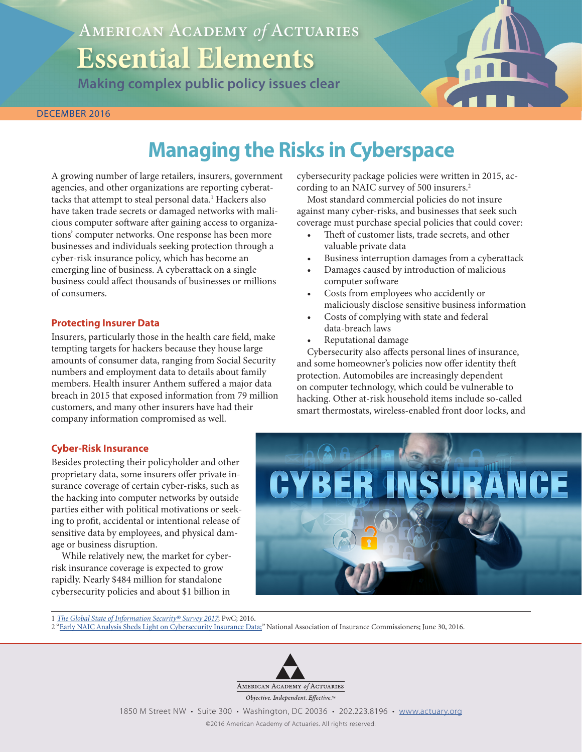American Academy *of* Actuaries

# Essential Elements

**Making complex public policy issues clear**

DECEMBER 2016

## Managing the Risks in Cyberspace

A growing number of large retailers, insurers, government agencies, and other organizations are reporting cyberattacks that attempt to steal personal data.[1] Hackers also have taken trade secrets or damaged networks with malicious computer software after gaining access to organizations' computer networks. One response has been more businesses and individuals seeking protection through a cyber-risk insurance policy, which has become an emerging line of business. A cyberattack on a single business could affect thousands of businesses or millions of consumers.

### Protecting Insurer Data

Insurers, particularly those in the health care field, make tempting targets for hackers because they house large amounts of consumer data, ranging from Social Security numbers and employment data to details about family members. Health insurer Anthem suffered a major data breach in 2015 that exposed information from 79 million customers, and many other insurers have had their company information compromised as well.

### Cyber-Risk Insurance

Besides protecting their policyholder and other proprietary data, some insurers offer private insurance coverage of certain cyber-risks, such as the hacking into computer networks by outside parties either with political motivations or seeking to profit, accidental or intentional release of sensitive data by employees, and physical damage or business disruption.

While relatively new, the market for cyber-risk insurance coverage is expected to grow rapidly. Nearly $484 million for standalone cybersecurity policies and about $1 billion in cybersecurity package policies were written in 2015, according to an NAIC survey of 500 insurers.[2]

Most standard commercial policies do not insure against many cyber-risks, and businesses that seek such coverage must purchase special policies that could cover:

- Theft of customer lists, trade secrets, and other valuable private data
- Business interruption damages from a cyberattack
- Damages caused by introduction of malicious computer software
- Costs from employees who accidently or maliciously disclose sensitive business information
- Costs of complying with state and federal data-breach laws
- Reputational damage

Cybersecurity also affects personal lines of insurance, and some homeowner's policies now offer identity theft protection. Automobiles are increasingly dependent on computer technology, which could be vulnerable to hacking. Other at-risk household items include so-called smart thermostats, wireless-enabled front door locks, and

---

1 *The Global State of Information Security® Survey 2017*; PwC; 2016.

2 "Early NAIC Analysis Sheds Light on Cybersecurity Insurance Data;" National Association of Insurance Commissioners; June 30, 2016.

American Academy *of* Actuaries

*Objective. Independent. Effective.™*

1850 M Street NW • Suite 300 • Washington, DC 20036 • 202.223.8196 • www.actuary.org

©2016 American Academy of Actuaries. All rights reserved.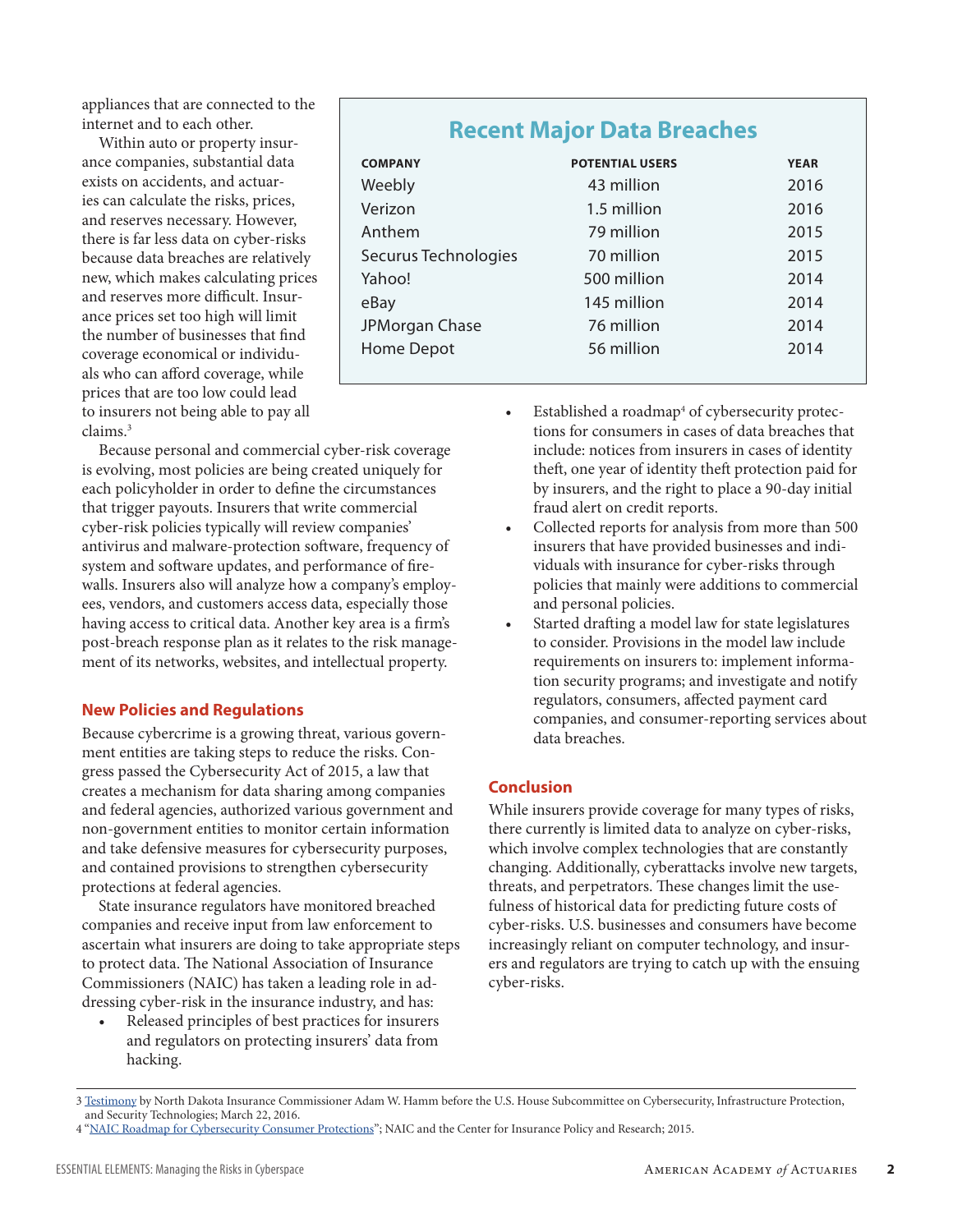appliances that are connected to the internet and to each other.

Within auto or property insurance companies, substantial data exists on accidents, and actuaries can calculate the risks, prices, and reserves necessary. However, there is far less data on cyber-risks because data breaches are relatively new, which makes calculating prices and reserves more difficult. Insurance prices set too high will limit the number of businesses that find coverage economical or individuals who can afford coverage, while prices that are too low could lead to insurers not being able to pay all claims.[3]

**Recent Major Data Breaches**

| COMPANY | POTENTIAL USERS | YEAR |
|---|---|---|
| Weebly | 43 million | 2016 |
| Verizon | 1.5 million | 2016 |
| Anthem | 79 million | 2015 |
| Securus Technologies | 70 million | 2015 |
| Yahoo! | 500 million | 2014 |
| eBay | 145 million | 2014 |
| JPMorgan Chase | 76 million | 2014 |
| Home Depot | 56 million | 2014 |

Because personal and commercial cyber-risk coverage is evolving, most policies are being created uniquely for each policyholder in order to define the circumstances that trigger payouts. Insurers that write commercial cyber-risk policies typically will review companies' antivirus and malware-protection software, frequency of system and software updates, and performance of firewalls. Insurers also will analyze how a company's employees, vendors, and customers access data, especially those having access to critical data. Another key area is a firm's post-breach response plan as it relates to the risk management of its networks, websites, and intellectual property.

## New Policies and Regulations

Because cybercrime is a growing threat, various government entities are taking steps to reduce the risks. Congress passed the Cybersecurity Act of 2015, a law that creates a mechanism for data sharing among companies and federal agencies, authorized various government and non-government entities to monitor certain information and take defensive measures for cybersecurity purposes, and contained provisions to strengthen cybersecurity protections at federal agencies.

State insurance regulators have monitored breached companies and receive input from law enforcement to ascertain what insurers are doing to take appropriate steps to protect data. The National Association of Insurance Commissioners (NAIC) has taken a leading role in addressing cyber-risk in the insurance industry, and has:

- Released principles of best practices for insurers and regulators on protecting insurers' data from hacking.
- Established a roadmap[4] of cybersecurity protections for consumers in cases of data breaches that include: notices from insurers in cases of identity theft, one year of identity theft protection paid for by insurers, and the right to place a 90-day initial fraud alert on credit reports.
- Collected reports for analysis from more than 500 insurers that have provided businesses and individuals with insurance for cyber-risks through policies that mainly were additions to commercial and personal policies.
- Started drafting a model law for state legislatures to consider. Provisions in the model law include requirements on insurers to: implement information security programs; and investigate and notify regulators, consumers, affected payment card companies, and consumer-reporting services about data breaches.

## Conclusion

While insurers provide coverage for many types of risks, there currently is limited data to analyze on cyber-risks, which involve complex technologies that are constantly changing. Additionally, cyberattacks involve new targets, threats, and perpetrators. These changes limit the usefulness of historical data for predicting future costs of cyber-risks. U.S. businesses and consumers have become increasingly reliant on computer technology, and insurers and regulators are trying to catch up with the ensuing cyber-risks.

---

3 Testimony by North Dakota Insurance Commissioner Adam W. Hamm before the U.S. House Subcommittee on Cybersecurity, Infrastructure Protection, and Security Technologies; March 22, 2016.

4 "NAIC Roadmap for Cybersecurity Consumer Protections"; NAIC and the Center for Insurance Policy and Research; 2015.